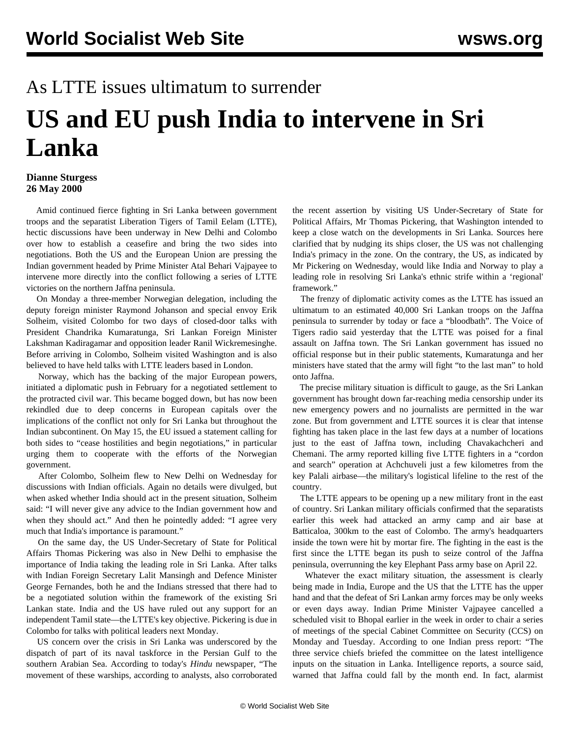# As LTTE issues ultimatum to surrender

# US and EU push India to intervene in Sri Lanka

**Dianne Sturgess**
**26 May 2000**

Amid continued fierce fighting in Sri Lanka between government troops and the separatist Liberation Tigers of Tamil Eelam (LTTE), hectic discussions have been underway in New Delhi and Colombo over how to establish a ceasefire and bring the two sides into negotiations. Both the US and the European Union are pressing the Indian government headed by Prime Minister Atal Behari Vajpayee to intervene more directly into the conflict following a series of LTTE victories on the northern Jaffna peninsula.

On Monday a three-member Norwegian delegation, including the deputy foreign minister Raymond Johanson and special envoy Erik Solheim, visited Colombo for two days of closed-door talks with President Chandrika Kumaratunga, Sri Lankan Foreign Minister Lakshman Kadiragamar and opposition leader Ranil Wickremesinghe. Before arriving in Colombo, Solheim visited Washington and is also believed to have held talks with LTTE leaders based in London.

Norway, which has the backing of the major European powers, initiated a diplomatic push in February for a negotiated settlement to the protracted civil war. This became bogged down, but has now been rekindled due to deep concerns in European capitals over the implications of the conflict not only for Sri Lanka but throughout the Indian subcontinent. On May 15, the EU issued a statement calling for both sides to "cease hostilities and begin negotiations," in particular urging them to cooperate with the efforts of the Norwegian government.

After Colombo, Solheim flew to New Delhi on Wednesday for discussions with Indian officials. Again no details were divulged, but when asked whether India should act in the present situation, Solheim said: "I will never give any advice to the Indian government how and when they should act." And then he pointedly added: "I agree very much that India's importance is paramount."

On the same day, the US Under-Secretary of State for Political Affairs Thomas Pickering was also in New Delhi to emphasise the importance of India taking the leading role in Sri Lanka. After talks with Indian Foreign Secretary Lalit Mansingh and Defence Minister George Fernandes, both he and the Indians stressed that there had to be a negotiated solution within the framework of the existing Sri Lankan state. India and the US have ruled out any support for an independent Tamil state—the LTTE's key objective. Pickering is due in Colombo for talks with political leaders next Monday.

US concern over the crisis in Sri Lanka was underscored by the dispatch of part of its naval taskforce in the Persian Gulf to the southern Arabian Sea. According to today's *Hindu* newspaper, "The movement of these warships, according to analysts, also corroborated the recent assertion by visiting US Under-Secretary of State for Political Affairs, Mr Thomas Pickering, that Washington intended to keep a close watch on the developments in Sri Lanka. Sources here clarified that by nudging its ships closer, the US was not challenging India's primacy in the zone. On the contrary, the US, as indicated by Mr Pickering on Wednesday, would like India and Norway to play a leading role in resolving Sri Lanka's ethnic strife within a 'regional' framework."

The frenzy of diplomatic activity comes as the LTTE has issued an ultimatum to an estimated 40,000 Sri Lankan troops on the Jaffna peninsula to surrender by today or face a "bloodbath". The Voice of Tigers radio said yesterday that the LTTE was poised for a final assault on Jaffna town. The Sri Lankan government has issued no official response but in their public statements, Kumaratunga and her ministers have stated that the army will fight "to the last man" to hold onto Jaffna.

The precise military situation is difficult to gauge, as the Sri Lankan government has brought down far-reaching media censorship under its new emergency powers and no journalists are permitted in the war zone. But from government and LTTE sources it is clear that intense fighting has taken place in the last few days at a number of locations just to the east of Jaffna town, including Chavakachcheri and Chemani. The army reported killing five LTTE fighters in a "cordon and search" operation at Achchuveli just a few kilometres from the key Palali airbase—the military's logistical lifeline to the rest of the country.

The LTTE appears to be opening up a new military front in the east of country. Sri Lankan military officials confirmed that the separatists earlier this week had attacked an army camp and air base at Batticaloa, 300km to the east of Colombo. The army's headquarters inside the town were hit by mortar fire. The fighting in the east is the first since the LTTE began its push to seize control of the Jaffna peninsula, overrunning the key Elephant Pass army base on April 22.

Whatever the exact military situation, the assessment is clearly being made in India, Europe and the US that the LTTE has the upper hand and that the defeat of Sri Lankan army forces may be only weeks or even days away. Indian Prime Minister Vajpayee cancelled a scheduled visit to Bhopal earlier in the week in order to chair a series of meetings of the special Cabinet Committee on Security (CCS) on Monday and Tuesday. According to one Indian press report: "The three service chiefs briefed the committee on the latest intelligence inputs on the situation in Lanka. Intelligence reports, a source said, warned that Jaffna could fall by the month end. In fact, alarmist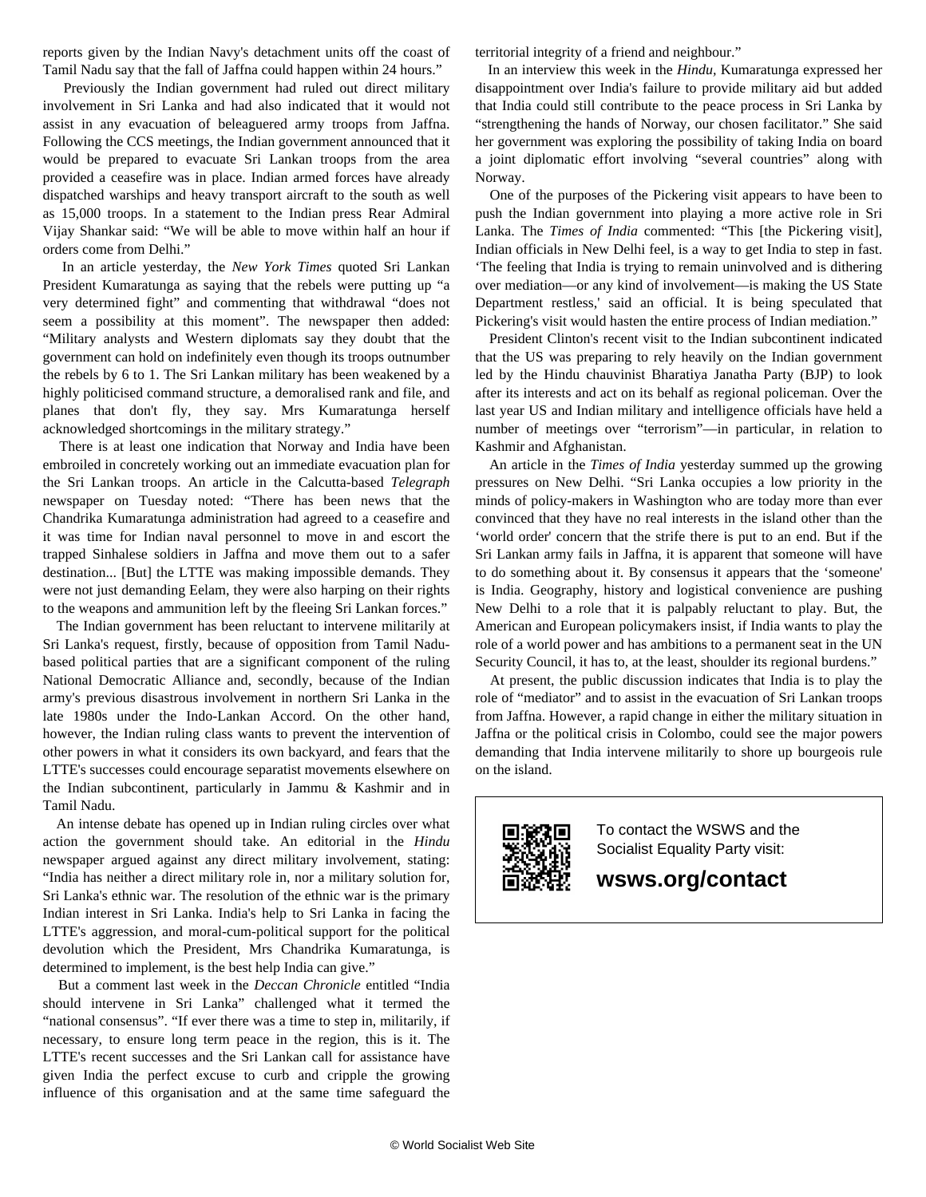reports given by the Indian Navy's detachment units off the coast of Tamil Nadu say that the fall of Jaffna could happen within 24 hours."

Previously the Indian government had ruled out direct military involvement in Sri Lanka and had also indicated that it would not assist in any evacuation of beleaguered army troops from Jaffna. Following the CCS meetings, the Indian government announced that it would be prepared to evacuate Sri Lankan troops from the area provided a ceasefire was in place. Indian armed forces have already dispatched warships and heavy transport aircraft to the south as well as 15,000 troops. In a statement to the Indian press Rear Admiral Vijay Shankar said: "We will be able to move within half an hour if orders come from Delhi."

In an article yesterday, the *New York Times* quoted Sri Lankan President Kumaratunga as saying that the rebels were putting up "a very determined fight" and commenting that withdrawal "does not seem a possibility at this moment". The newspaper then added: "Military analysts and Western diplomats say they doubt that the government can hold on indefinitely even though its troops outnumber the rebels by 6 to 1. The Sri Lankan military has been weakened by a highly politicised command structure, a demoralised rank and file, and planes that don't fly, they say. Mrs Kumaratunga herself acknowledged shortcomings in the military strategy."

There is at least one indication that Norway and India have been embroiled in concretely working out an immediate evacuation plan for the Sri Lankan troops. An article in the Calcutta-based *Telegraph* newspaper on Tuesday noted: "There has been news that the Chandrika Kumaratunga administration had agreed to a ceasefire and it was time for Indian naval personnel to move in and escort the trapped Sinhalese soldiers in Jaffna and move them out to a safer destination... [But] the LTTE was making impossible demands. They were not just demanding Eelam, they were also harping on their rights to the weapons and ammunition left by the fleeing Sri Lankan forces."

The Indian government has been reluctant to intervene militarily at Sri Lanka's request, firstly, because of opposition from Tamil Nadu-based political parties that are a significant component of the ruling National Democratic Alliance and, secondly, because of the Indian army's previous disastrous involvement in northern Sri Lanka in the late 1980s under the Indo-Lankan Accord. On the other hand, however, the Indian ruling class wants to prevent the intervention of other powers in what it considers its own backyard, and fears that the LTTE's successes could encourage separatist movements elsewhere on the Indian subcontinent, particularly in Jammu & Kashmir and in Tamil Nadu.

An intense debate has opened up in Indian ruling circles over what action the government should take. An editorial in the *Hindu* newspaper argued against any direct military involvement, stating: "India has neither a direct military role in, nor a military solution for, Sri Lanka's ethnic war. The resolution of the ethnic war is the primary Indian interest in Sri Lanka. India's help to Sri Lanka in facing the LTTE's aggression, and moral-cum-political support for the political devolution which the President, Mrs Chandrika Kumaratunga, is determined to implement, is the best help India can give."

But a comment last week in the *Deccan Chronicle* entitled "India should intervene in Sri Lanka" challenged what it termed the "national consensus". "If ever there was a time to step in, militarily, if necessary, to ensure long term peace in the region, this is it. The LTTE's recent successes and the Sri Lankan call for assistance have given India the perfect excuse to curb and cripple the growing influence of this organisation and at the same time safeguard the territorial integrity of a friend and neighbour."

In an interview this week in the *Hindu*, Kumaratunga expressed her disappointment over India's failure to provide military aid but added that India could still contribute to the peace process in Sri Lanka by "strengthening the hands of Norway, our chosen facilitator." She said her government was exploring the possibility of taking India on board a joint diplomatic effort involving "several countries" along with Norway.

One of the purposes of the Pickering visit appears to have been to push the Indian government into playing a more active role in Sri Lanka. The *Times of India* commented: "This [the Pickering visit], Indian officials in New Delhi feel, is a way to get India to step in fast. 'The feeling that India is trying to remain uninvolved and is dithering over mediation—or any kind of involvement—is making the US State Department restless,' said an official. It is being speculated that Pickering's visit would hasten the entire process of Indian mediation."

President Clinton's recent visit to the Indian subcontinent indicated that the US was preparing to rely heavily on the Indian government led by the Hindu chauvinist Bharatiya Janatha Party (BJP) to look after its interests and act on its behalf as regional policeman. Over the last year US and Indian military and intelligence officials have held a number of meetings over "terrorism"—in particular, in relation to Kashmir and Afghanistan.

An article in the *Times of India* yesterday summed up the growing pressures on New Delhi. "Sri Lanka occupies a low priority in the minds of policy-makers in Washington who are today more than ever convinced that they have no real interests in the island other than the 'world order' concern that the strife there is put to an end. But if the Sri Lankan army fails in Jaffna, it is apparent that someone will have to do something about it. By consensus it appears that the 'someone' is India. Geography, history and logistical convenience are pushing New Delhi to a role that it is palpably reluctant to play. But, the American and European policymakers insist, if India wants to play the role of a world power and has ambitions to a permanent seat in the UN Security Council, it has to, at the least, shoulder its regional burdens."

At present, the public discussion indicates that India is to play the role of "mediator" and to assist in the evacuation of Sri Lankan troops from Jaffna. However, a rapid change in either the military situation in Jaffna or the political crisis in Colombo, could see the major powers demanding that India intervene militarily to shore up bourgeois rule on the island.

To contact the WSWS and the Socialist Equality Party visit:

**wsws.org/contact**